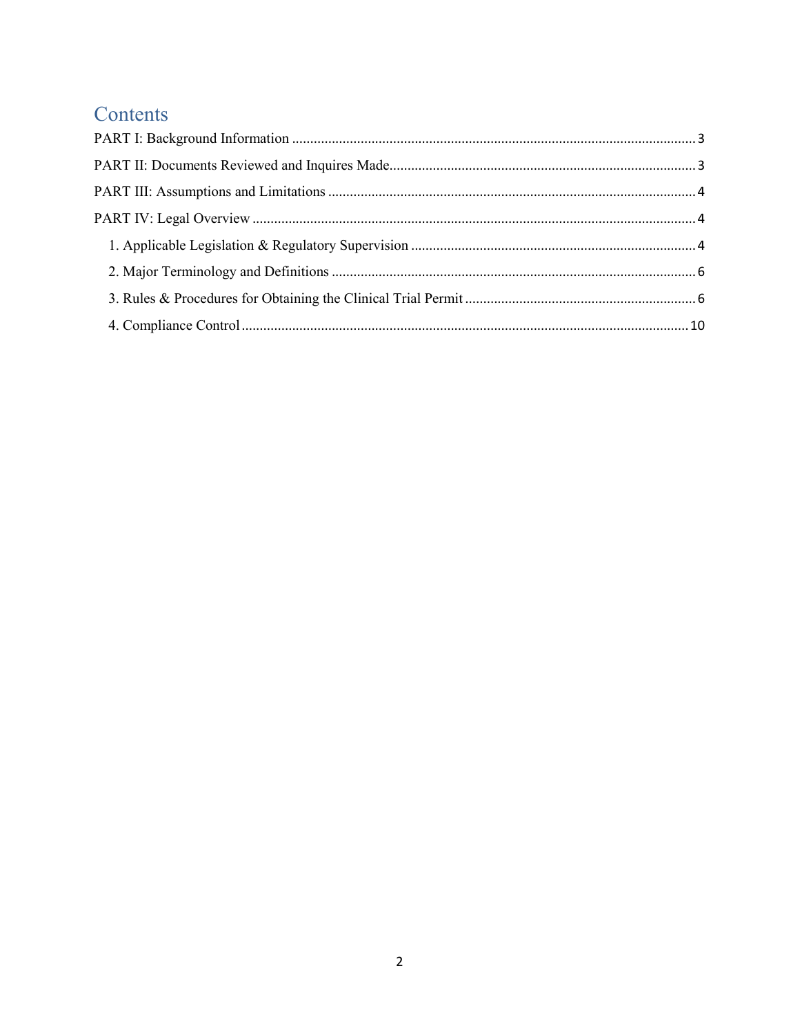# Contents

PART I: Background Information ............................................................................................................... 3

PART II: Documents Reviewed and Inquires Made.................................................................................... 3

PART III: Assumptions and Limitations ..................................................................................................... 4

PART IV: Legal Overview .......................................................................................................................... 4

- 1. Applicable Legislation & Regulatory Supervision ............................................................................... 4
- 2. Major Terminology and Definitions ..................................................................................................... 6
- 3. Rules & Procedures for Obtaining the Clinical Trial Permit ................................................................ 6
- 4. Compliance Control ............................................................................................................................ 10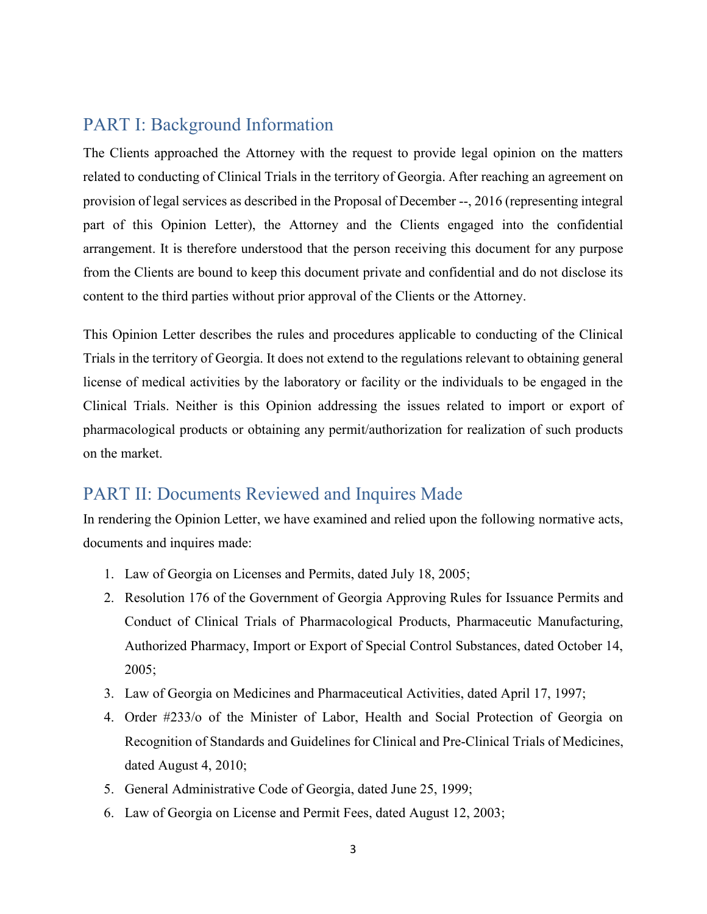## PART I: Background Information

The Clients approached the Attorney with the request to provide legal opinion on the matters related to conducting of Clinical Trials in the territory of Georgia. After reaching an agreement on provision of legal services as described in the Proposal of December --, 2016 (representing integral part of this Opinion Letter), the Attorney and the Clients engaged into the confidential arrangement. It is therefore understood that the person receiving this document for any purpose from the Clients are bound to keep this document private and confidential and do not disclose its content to the third parties without prior approval of the Clients or the Attorney.

This Opinion Letter describes the rules and procedures applicable to conducting of the Clinical Trials in the territory of Georgia. It does not extend to the regulations relevant to obtaining general license of medical activities by the laboratory or facility or the individuals to be engaged in the Clinical Trials. Neither is this Opinion addressing the issues related to import or export of pharmacological products or obtaining any permit/authorization for realization of such products on the market.

## PART II: Documents Reviewed and Inquires Made

In rendering the Opinion Letter, we have examined and relied upon the following normative acts, documents and inquires made:

1. Law of Georgia on Licenses and Permits, dated July 18, 2005;
2. Resolution 176 of the Government of Georgia Approving Rules for Issuance Permits and Conduct of Clinical Trials of Pharmacological Products, Pharmaceutic Manufacturing, Authorized Pharmacy, Import or Export of Special Control Substances, dated October 14, 2005;
3. Law of Georgia on Medicines and Pharmaceutical Activities, dated April 17, 1997;
4. Order #233/o of the Minister of Labor, Health and Social Protection of Georgia on Recognition of Standards and Guidelines for Clinical and Pre-Clinical Trials of Medicines, dated August 4, 2010;
5. General Administrative Code of Georgia, dated June 25, 1999;
6. Law of Georgia on License and Permit Fees, dated August 12, 2003;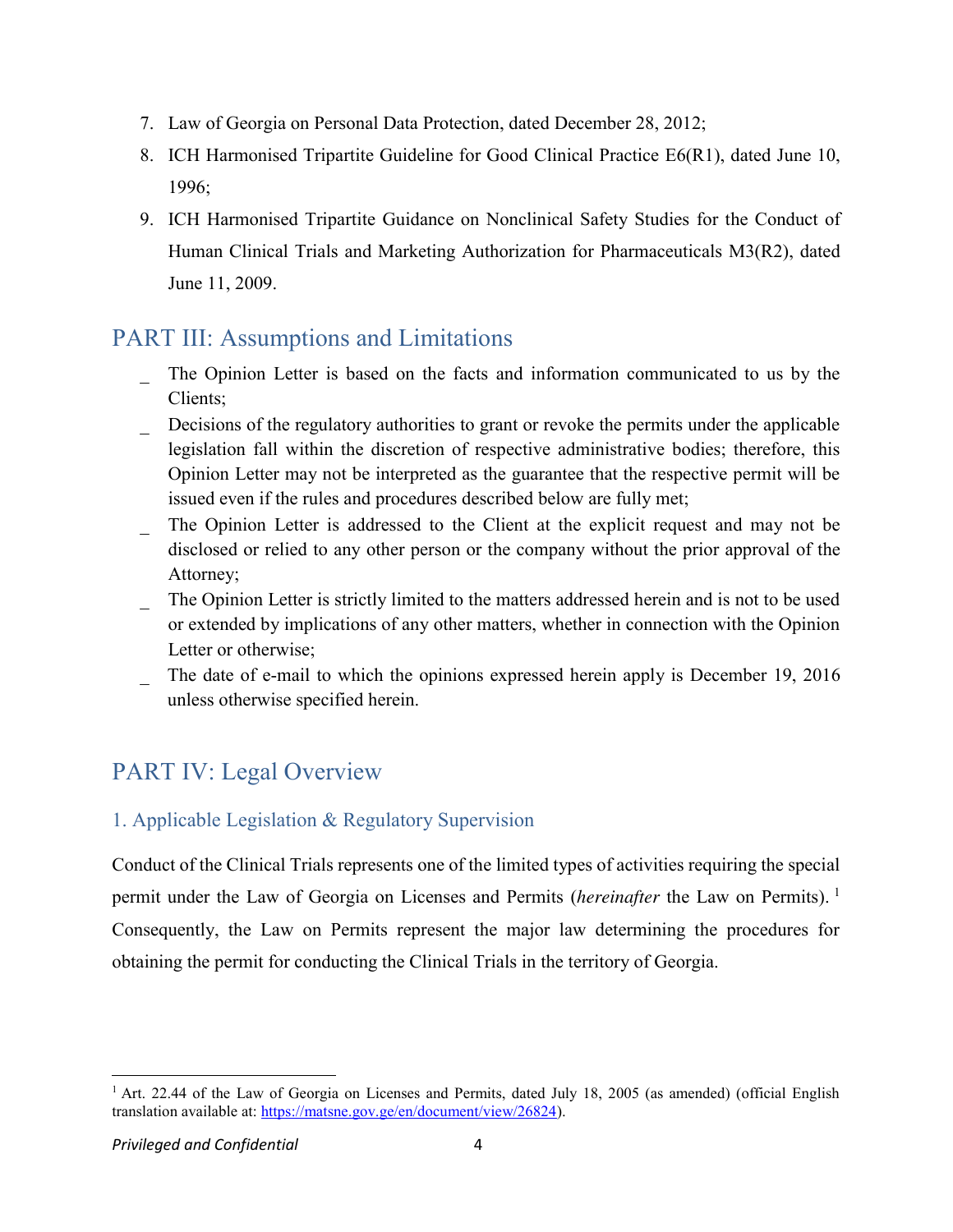7. Law of Georgia on Personal Data Protection, dated December 28, 2012;
8. ICH Harmonised Tripartite Guideline for Good Clinical Practice E6(R1), dated June 10, 1996;
9. ICH Harmonised Tripartite Guidance on Nonclinical Safety Studies for the Conduct of Human Clinical Trials and Marketing Authorization for Pharmaceuticals M3(R2), dated June 11, 2009.

## PART III: Assumptions and Limitations

- The Opinion Letter is based on the facts and information communicated to us by the Clients;
- Decisions of the regulatory authorities to grant or revoke the permits under the applicable legislation fall within the discretion of respective administrative bodies; therefore, this Opinion Letter may not be interpreted as the guarantee that the respective permit will be issued even if the rules and procedures described below are fully met;
- The Opinion Letter is addressed to the Client at the explicit request and may not be disclosed or relied to any other person or the company without the prior approval of the Attorney;
- The Opinion Letter is strictly limited to the matters addressed herein and is not to be used or extended by implications of any other matters, whether in connection with the Opinion Letter or otherwise;
- The date of e-mail to which the opinions expressed herein apply is December 19, 2016 unless otherwise specified herein.

## PART IV: Legal Overview

### 1. Applicable Legislation & Regulatory Supervision

Conduct of the Clinical Trials represents one of the limited types of activities requiring the special permit under the Law of Georgia on Licenses and Permits (*hereinafter* the Law on Permits). [1] Consequently, the Law on Permits represent the major law determining the procedures for obtaining the permit for conducting the Clinical Trials in the territory of Georgia.

[1] Art. 22.44 of the Law of Georgia on Licenses and Permits, dated July 18, 2005 (as amended) (official English translation available at: https://matsne.gov.ge/en/document/view/26824).

*Privileged and Confidential*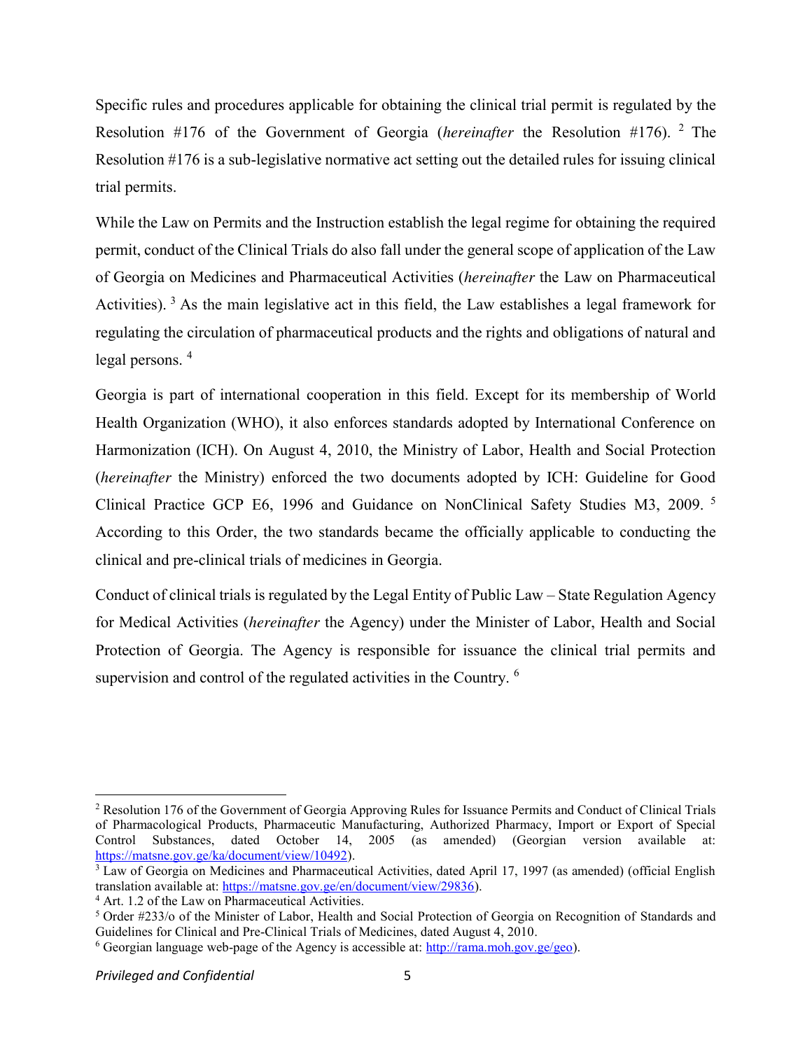Specific rules and procedures applicable for obtaining the clinical trial permit is regulated by the Resolution #176 of the Government of Georgia (*hereinafter* the Resolution #176). [2] The Resolution #176 is a sub-legislative normative act setting out the detailed rules for issuing clinical trial permits.

While the Law on Permits and the Instruction establish the legal regime for obtaining the required permit, conduct of the Clinical Trials do also fall under the general scope of application of the Law of Georgia on Medicines and Pharmaceutical Activities (*hereinafter* the Law on Pharmaceutical Activities). [3] As the main legislative act in this field, the Law establishes a legal framework for regulating the circulation of pharmaceutical products and the rights and obligations of natural and legal persons. [4]

Georgia is part of international cooperation in this field. Except for its membership of World Health Organization (WHO), it also enforces standards adopted by International Conference on Harmonization (ICH). On August 4, 2010, the Ministry of Labor, Health and Social Protection (*hereinafter* the Ministry) enforced the two documents adopted by ICH: Guideline for Good Clinical Practice GCP E6, 1996 and Guidance on NonClinical Safety Studies M3, 2009. [5] According to this Order, the two standards became the officially applicable to conducting the clinical and pre-clinical trials of medicines in Georgia.

Conduct of clinical trials is regulated by the Legal Entity of Public Law – State Regulation Agency for Medical Activities (*hereinafter* the Agency) under the Minister of Labor, Health and Social Protection of Georgia. The Agency is responsible for issuance the clinical trial permits and supervision and control of the regulated activities in the Country. [6]

---

[2] Resolution 176 of the Government of Georgia Approving Rules for Issuance Permits and Conduct of Clinical Trials of Pharmacological Products, Pharmaceutic Manufacturing, Authorized Pharmacy, Import or Export of Special Control Substances, dated October 14, 2005 (as amended) (Georgian version available at: https://matsne.gov.ge/ka/document/view/10492).

[3] Law of Georgia on Medicines and Pharmaceutical Activities, dated April 17, 1997 (as amended) (official English translation available at: https://matsne.gov.ge/en/document/view/29836).

[4] Art. 1.2 of the Law on Pharmaceutical Activities.

[5] Order #233/o of the Minister of Labor, Health and Social Protection of Georgia on Recognition of Standards and Guidelines for Clinical and Pre-Clinical Trials of Medicines, dated August 4, 2010.

[6] Georgian language web-page of the Agency is accessible at: http://rama.moh.gov.ge/geo).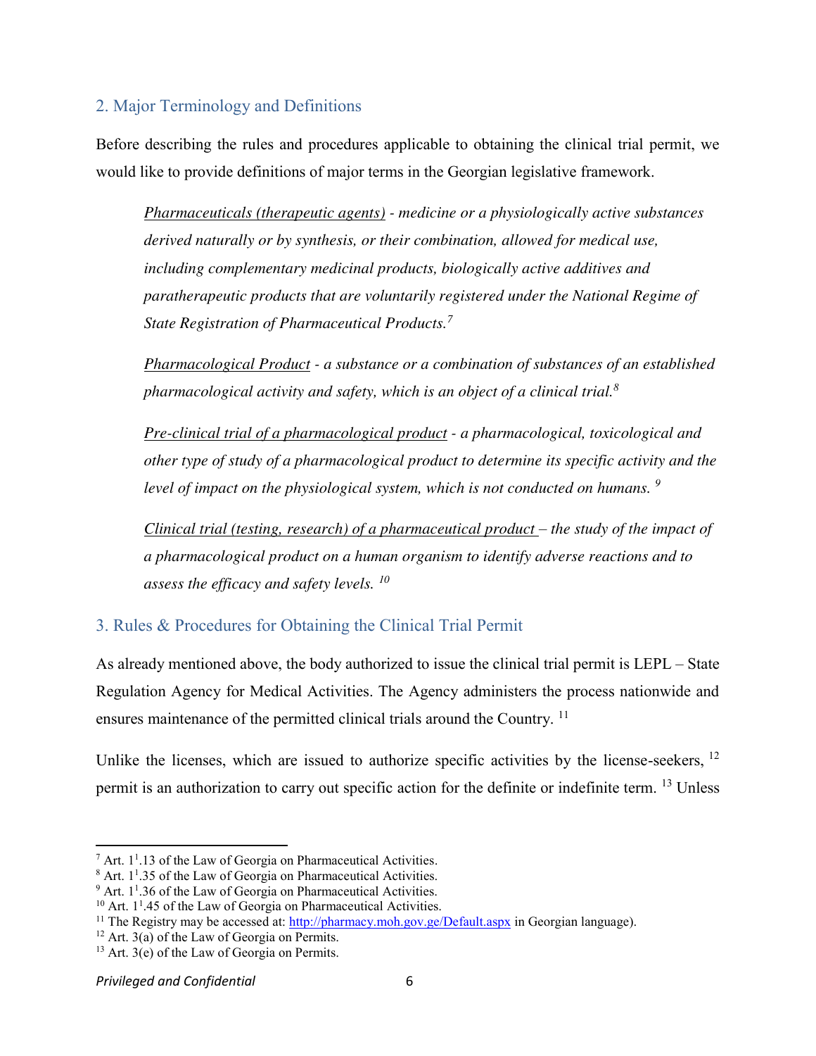## 2. Major Terminology and Definitions

Before describing the rules and procedures applicable to obtaining the clinical trial permit, we would like to provide definitions of major terms in the Georgian legislative framework.

> *Pharmaceuticals (therapeutic agents) - medicine or a physiologically active substances derived naturally or by synthesis, or their combination, allowed for medical use, including complementary medicinal products, biologically active additives and paratherapeutic products that are voluntarily registered under the National Regime of State Registration of Pharmaceutical Products.*[7]

> *Pharmacological Product - a substance or a combination of substances of an established pharmacological activity and safety, which is an object of a clinical trial.*[8]

> *Pre-clinical trial of a pharmacological product - a pharmacological, toxicological and other type of study of a pharmacological product to determine its specific activity and the level of impact on the physiological system, which is not conducted on humans.*[9]

> *Clinical trial (testing, research) of a pharmaceutical product – the study of the impact of a pharmacological product on a human organism to identify adverse reactions and to assess the efficacy and safety levels.*[10]

## 3. Rules & Procedures for Obtaining the Clinical Trial Permit

As already mentioned above, the body authorized to issue the clinical trial permit is LEPL – State Regulation Agency for Medical Activities. The Agency administers the process nationwide and ensures maintenance of the permitted clinical trials around the Country. [11]

Unlike the licenses, which are issued to authorize specific activities by the license-seekers, [12] permit is an authorization to carry out specific action for the definite or indefinite term. [13] Unless

---

[7] Art. $1^1$.13 of the Law of Georgia on Pharmaceutical Activities.
[8] Art. $1^1$.35 of the Law of Georgia on Pharmaceutical Activities.
[9] Art. $1^1$.36 of the Law of Georgia on Pharmaceutical Activities.
[10] Art. $1^1$.45 of the Law of Georgia on Pharmaceutical Activities.
[11] The Registry may be accessed at: http://pharmacy.moh.gov.ge/Default.aspx in Georgian language).
[12] Art. 3(a) of the Law of Georgia on Permits.
[13] Art. 3(e) of the Law of Georgia on Permits.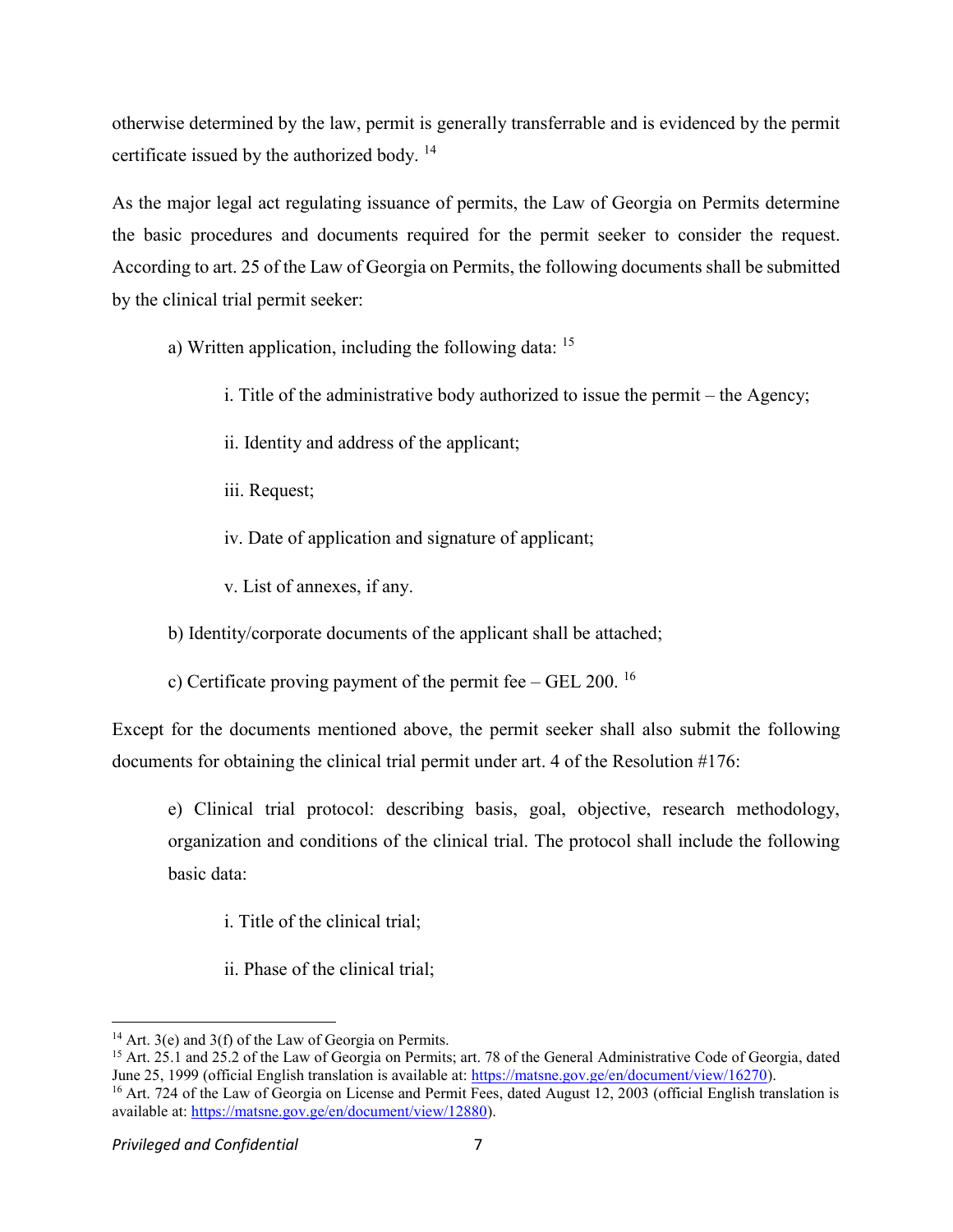otherwise determined by the law, permit is generally transferrable and is evidenced by the permit certificate issued by the authorized body. [14]

As the major legal act regulating issuance of permits, the Law of Georgia on Permits determine the basic procedures and documents required for the permit seeker to consider the request. According to art. 25 of the Law of Georgia on Permits, the following documents shall be submitted by the clinical trial permit seeker:

a) Written application, including the following data: [15]

i. Title of the administrative body authorized to issue the permit – the Agency;

ii. Identity and address of the applicant;

iii. Request;

iv. Date of application and signature of applicant;

v. List of annexes, if any.

b) Identity/corporate documents of the applicant shall be attached;

c) Certificate proving payment of the permit fee – GEL 200. [16]

Except for the documents mentioned above, the permit seeker shall also submit the following documents for obtaining the clinical trial permit under art. 4 of the Resolution #176:

e) Clinical trial protocol: describing basis, goal, objective, research methodology, organization and conditions of the clinical trial. The protocol shall include the following basic data:

i. Title of the clinical trial;

ii. Phase of the clinical trial;

---

[14] Art. 3(e) and 3(f) of the Law of Georgia on Permits.

[15] Art. 25.1 and 25.2 of the Law of Georgia on Permits; art. 78 of the General Administrative Code of Georgia, dated June 25, 1999 (official English translation is available at: https://matsne.gov.ge/en/document/view/16270).

[16] Art. 724 of the Law of Georgia on License and Permit Fees, dated August 12, 2003 (official English translation is available at: https://matsne.gov.ge/en/document/view/12880).

*Privileged and Confidential*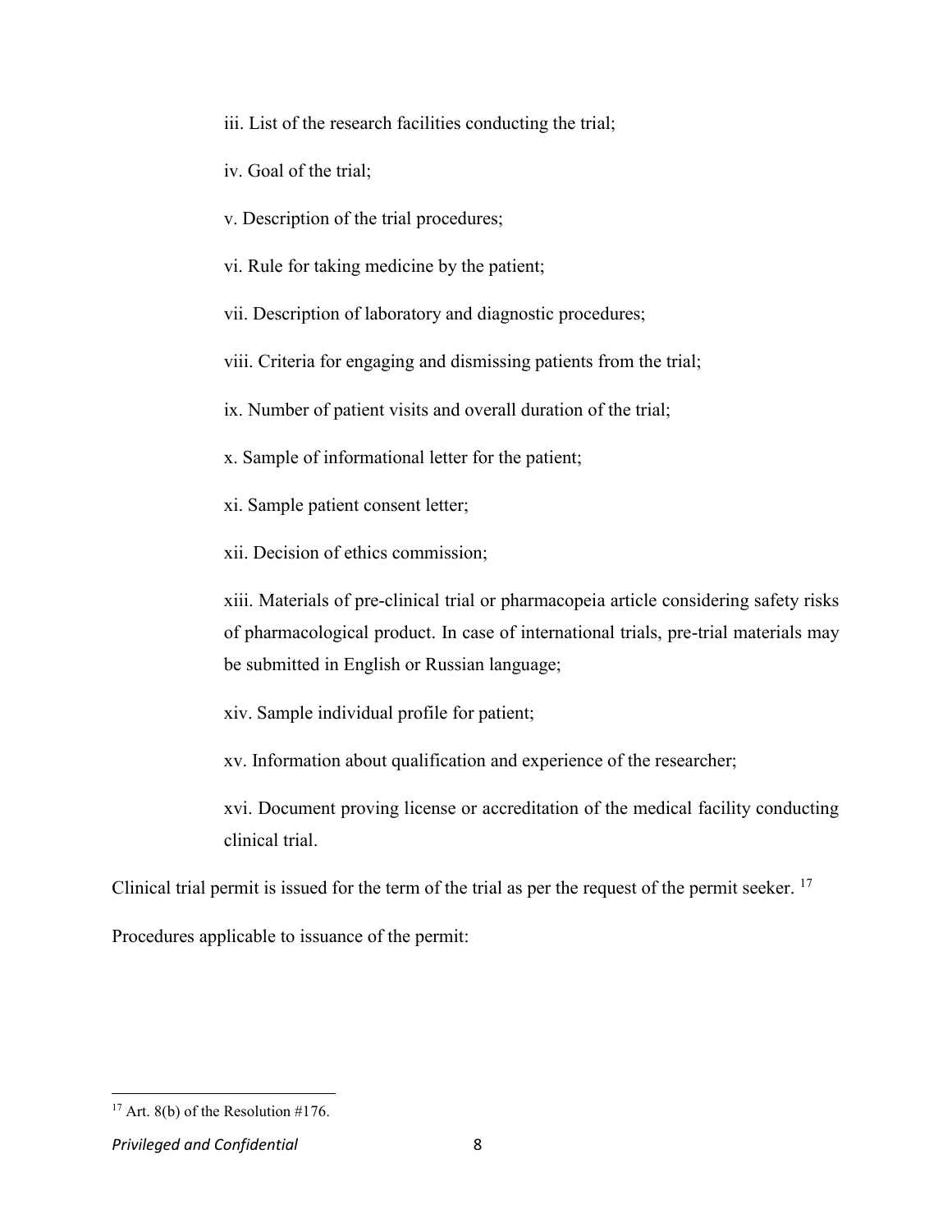iii. List of the research facilities conducting the trial;

iv. Goal of the trial;

v. Description of the trial procedures;

vi. Rule for taking medicine by the patient;

vii. Description of laboratory and diagnostic procedures;

viii. Criteria for engaging and dismissing patients from the trial;

ix. Number of patient visits and overall duration of the trial;

x. Sample of informational letter for the patient;

xi. Sample patient consent letter;

xii. Decision of ethics commission;

xiii. Materials of pre-clinical trial or pharmacopeia article considering safety risks of pharmacological product. In case of international trials, pre-trial materials may be submitted in English or Russian language;

xiv. Sample individual profile for patient;

xv. Information about qualification and experience of the researcher;

xvi. Document proving license or accreditation of the medical facility conducting clinical trial.

Clinical trial permit is issued for the term of the trial as per the request of the permit seeker. [17]

Procedures applicable to issuance of the permit:

---

[17] Art. 8(b) of the Resolution #176.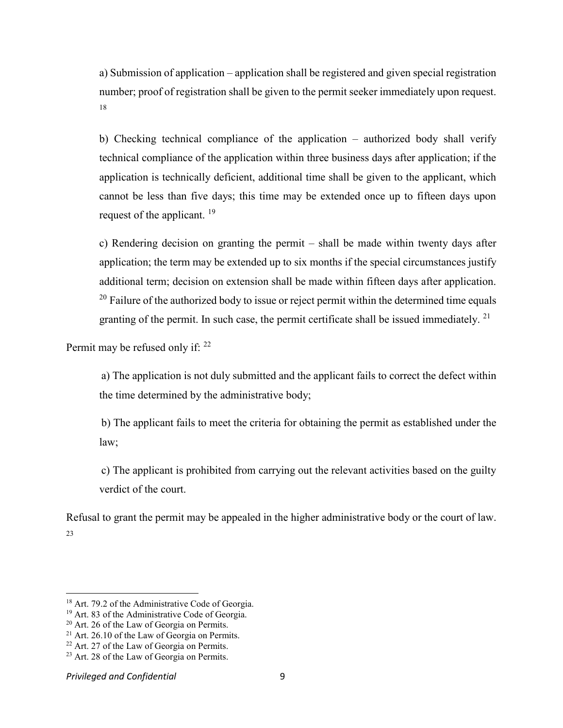a) Submission of application – application shall be registered and given special registration number; proof of registration shall be given to the permit seeker immediately upon request. [18]

b) Checking technical compliance of the application – authorized body shall verify technical compliance of the application within three business days after application; if the application is technically deficient, additional time shall be given to the applicant, which cannot be less than five days; this time may be extended once up to fifteen days upon request of the applicant. [19]

c) Rendering decision on granting the permit – shall be made within twenty days after application; the term may be extended up to six months if the special circumstances justify additional term; decision on extension shall be made within fifteen days after application. [20] Failure of the authorized body to issue or reject permit within the determined time equals granting of the permit. In such case, the permit certificate shall be issued immediately. [21]

Permit may be refused only if: [22]

a) The application is not duly submitted and the applicant fails to correct the defect within the time determined by the administrative body;

b) The applicant fails to meet the criteria for obtaining the permit as established under the law;

c) The applicant is prohibited from carrying out the relevant activities based on the guilty verdict of the court.

Refusal to grant the permit may be appealed in the higher administrative body or the court of law. [23]

---

[18] Art. 79.2 of the Administrative Code of Georgia.
[19] Art. 83 of the Administrative Code of Georgia.
[20] Art. 26 of the Law of Georgia on Permits.
[21] Art. 26.10 of the Law of Georgia on Permits.
[22] Art. 27 of the Law of Georgia on Permits.
[23] Art. 28 of the Law of Georgia on Permits.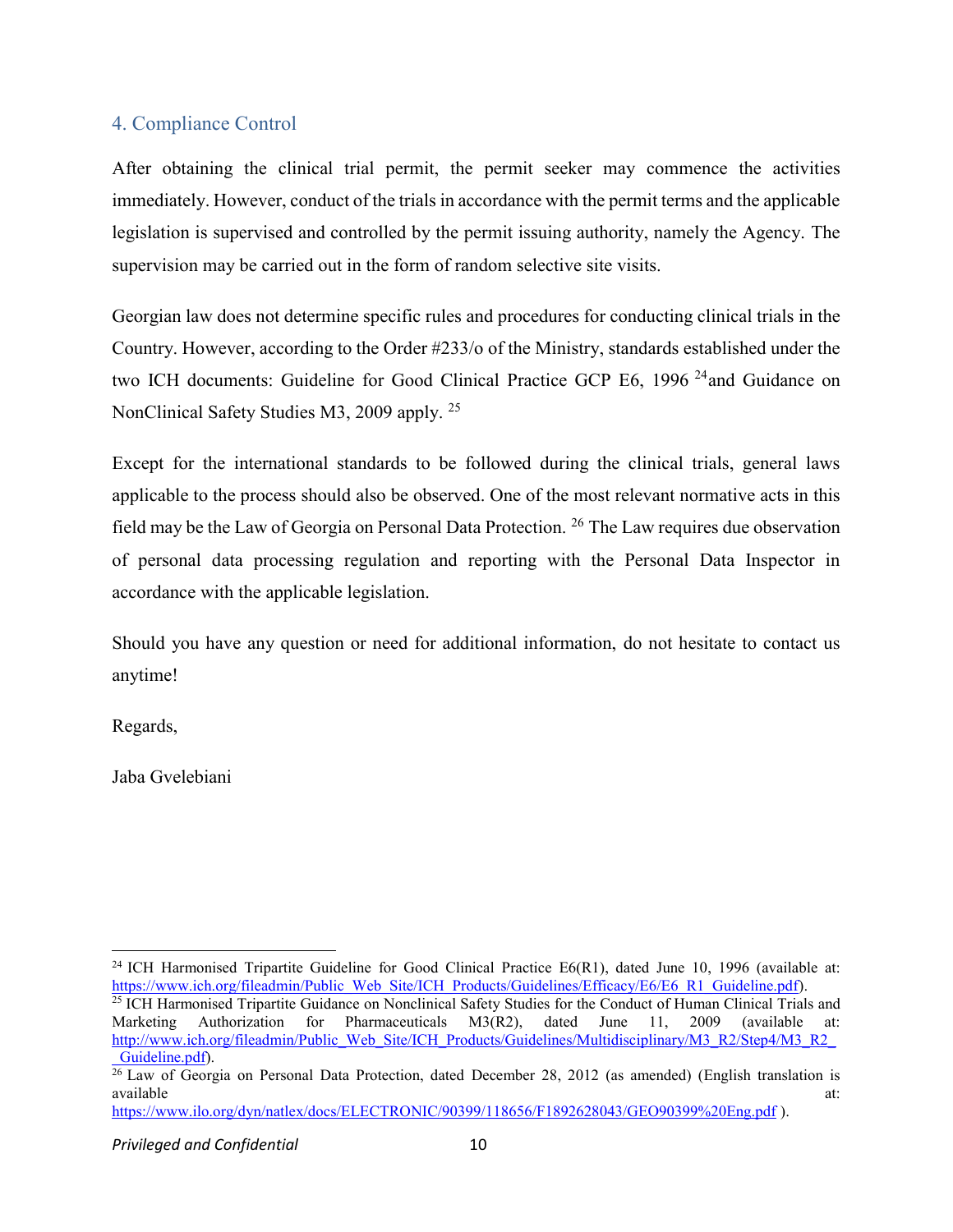## 4. Compliance Control

After obtaining the clinical trial permit, the permit seeker may commence the activities immediately. However, conduct of the trials in accordance with the permit terms and the applicable legislation is supervised and controlled by the permit issuing authority, namely the Agency. The supervision may be carried out in the form of random selective site visits.

Georgian law does not determine specific rules and procedures for conducting clinical trials in the Country. However, according to the Order #233/o of the Ministry, standards established under the two ICH documents: Guideline for Good Clinical Practice GCP E6, 1996 [24]and Guidance on NonClinical Safety Studies M3, 2009 apply. [25]

Except for the international standards to be followed during the clinical trials, general laws applicable to the process should also be observed. One of the most relevant normative acts in this field may be the Law of Georgia on Personal Data Protection. [26] The Law requires due observation of personal data processing regulation and reporting with the Personal Data Inspector in accordance with the applicable legislation.

Should you have any question or need for additional information, do not hesitate to contact us anytime!

Regards,

Jaba Gvelebiani

---

[24] ICH Harmonised Tripartite Guideline for Good Clinical Practice E6(R1), dated June 10, 1996 (available at: https://www.ich.org/fileadmin/Public_Web_Site/ICH_Products/Guidelines/Efficacy/E6/E6_R1_Guideline.pdf).

[25] ICH Harmonised Tripartite Guidance on Nonclinical Safety Studies for the Conduct of Human Clinical Trials and Marketing Authorization for Pharmaceuticals M3(R2), dated June 11, 2009 (available at: http://www.ich.org/fileadmin/Public_Web_Site/ICH_Products/Guidelines/Multidisciplinary/M3_R2/Step4/M3_R2__Guideline.pdf).

[26] Law of Georgia on Personal Data Protection, dated December 28, 2012 (as amended) (English translation is available at: https://www.ilo.org/dyn/natlex/docs/ELECTRONIC/90399/118656/F1892628043/GEO90399%20Eng.pdf ).

*Privileged and Confidential*